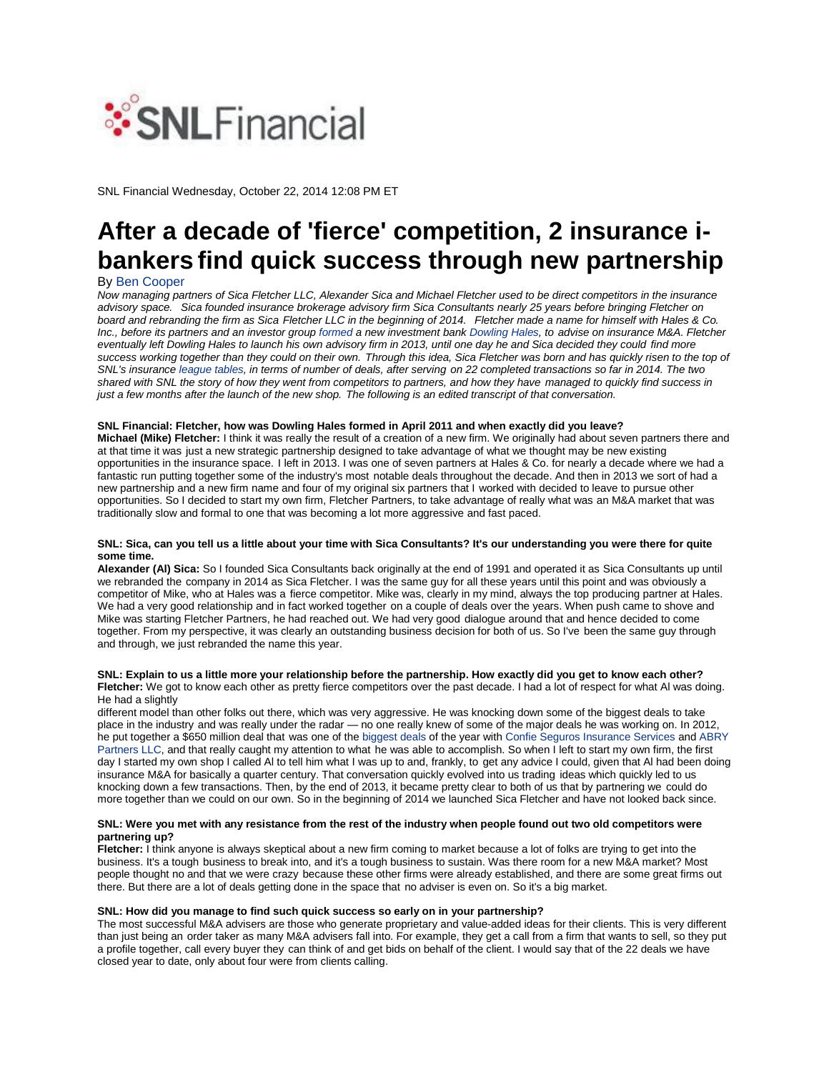SNL Financial

SNL Financial Wednesday, October 22, 2014 12:08 PM ET

# After a decade of 'fierce' competition, 2 insurance i-bankers find quick success through new partnership

By Ben Cooper

*Now managing partners of Sica Fletcher LLC, Alexander Sica and Michael Fletcher used to be direct competitors in the insurance advisory space. Sica founded insurance brokerage advisory firm Sica Consultants nearly 25 years before bringing Fletcher on board and rebranding the firm as Sica Fletcher LLC in the beginning of 2014. Fletcher made a name for himself with Hales & Co. Inc., before its partners and an investor group formed a new investment bank Dowling Hales, to advise on insurance M&A. Fletcher eventually left Dowling Hales to launch his own advisory firm in 2013, until one day he and Sica decided they could find more success working together than they could on their own. Through this idea, Sica Fletcher was born and has quickly risen to the top of SNL's insurance league tables, in terms of number of deals, after serving on 22 completed transactions so far in 2014. The two shared with SNL the story of how they went from competitors to partners, and how they have managed to quickly find success in just a few months after the launch of the new shop. The following is an edited transcript of that conversation.*

**SNL Financial: Fletcher, how was Dowling Hales formed in April 2011 and when exactly did you leave?**

**Michael (Mike) Fletcher:** I think it was really the result of a creation of a new firm. We originally had about seven partners there and at that time it was just a new strategic partnership designed to take advantage of what we thought may be new existing opportunities in the insurance space. I left in 2013. I was one of seven partners at Hales & Co. for nearly a decade where we had a fantastic run putting together some of the industry's most notable deals throughout the decade. And then in 2013 we sort of had a new partnership and a new firm name and four of my original six partners that I worked with decided to leave to pursue other opportunities. So I decided to start my own firm, Fletcher Partners, to take advantage of really what was an M&A market that was traditionally slow and formal to one that was becoming a lot more aggressive and fast paced.

**SNL: Sica, can you tell us a little about your time with Sica Consultants? It's our understanding you were there for quite some time.**

**Alexander (Al) Sica:** So I founded Sica Consultants back originally at the end of 1991 and operated it as Sica Consultants up until we rebranded the company in 2014 as Sica Fletcher. I was the same guy for all these years until this point and was obviously a competitor of Mike, who at Hales was a fierce competitor. Mike was, clearly in my mind, always the top producing partner at Hales. We had a very good relationship and in fact worked together on a couple of deals over the years. When push came to shove and Mike was starting Fletcher Partners, he had reached out. We had very good dialogue around that and hence decided to come together. From my perspective, it was clearly an outstanding business decision for both of us. So I've been the same guy through and through, we just rebranded the name this year.

**SNL: Explain to us a little more your relationship before the partnership. How exactly did you get to know each other?**

**Fletcher:** We got to know each other as pretty fierce competitors over the past decade. I had a lot of respect for what Al was doing. He had a slightly different model than other folks out there, which was very aggressive. He was knocking down some of the biggest deals to take place in the industry and was really under the radar — no one really knew of some of the major deals he was working on. In 2012, he put together a $650 million deal that was one of the biggest deals of the year with Confie Seguros Insurance Services and ABRY Partners LLC, and that really caught my attention to what he was able to accomplish. So when I left to start my own firm, the first day I started my own shop I called Al to tell him what I was up to and, frankly, to get any advice I could, given that Al had been doing insurance M&A for basically a quarter century. That conversation quickly evolved into us trading ideas which quickly led to us knocking down a few transactions. Then, by the end of 2013, it became pretty clear to both of us that by partnering we could do more together than we could on our own. So in the beginning of 2014 we launched Sica Fletcher and have not looked back since.

**SNL: Were you met with any resistance from the rest of the industry when people found out two old competitors were partnering up?**

**Fletcher:** I think anyone is always skeptical about a new firm coming to market because a lot of folks are trying to get into the business. It's a tough business to break into, and it's a tough business to sustain. Was there room for a new M&A market? Most people thought no and that we were crazy because these other firms were already established, and there are some great firms out there. But there are a lot of deals getting done in the space that no adviser is even on. So it's a big market.

**SNL: How did you manage to find such quick success so early on in your partnership?**

The most successful M&A advisers are those who generate proprietary and value-added ideas for their clients. This is very different than just being an order taker as many M&A advisers fall into. For example, they get a call from a firm that wants to sell, so they put a profile together, call every buyer they can think of and get bids on behalf of the client. I would say that of the 22 deals we have closed year to date, only about four were from clients calling.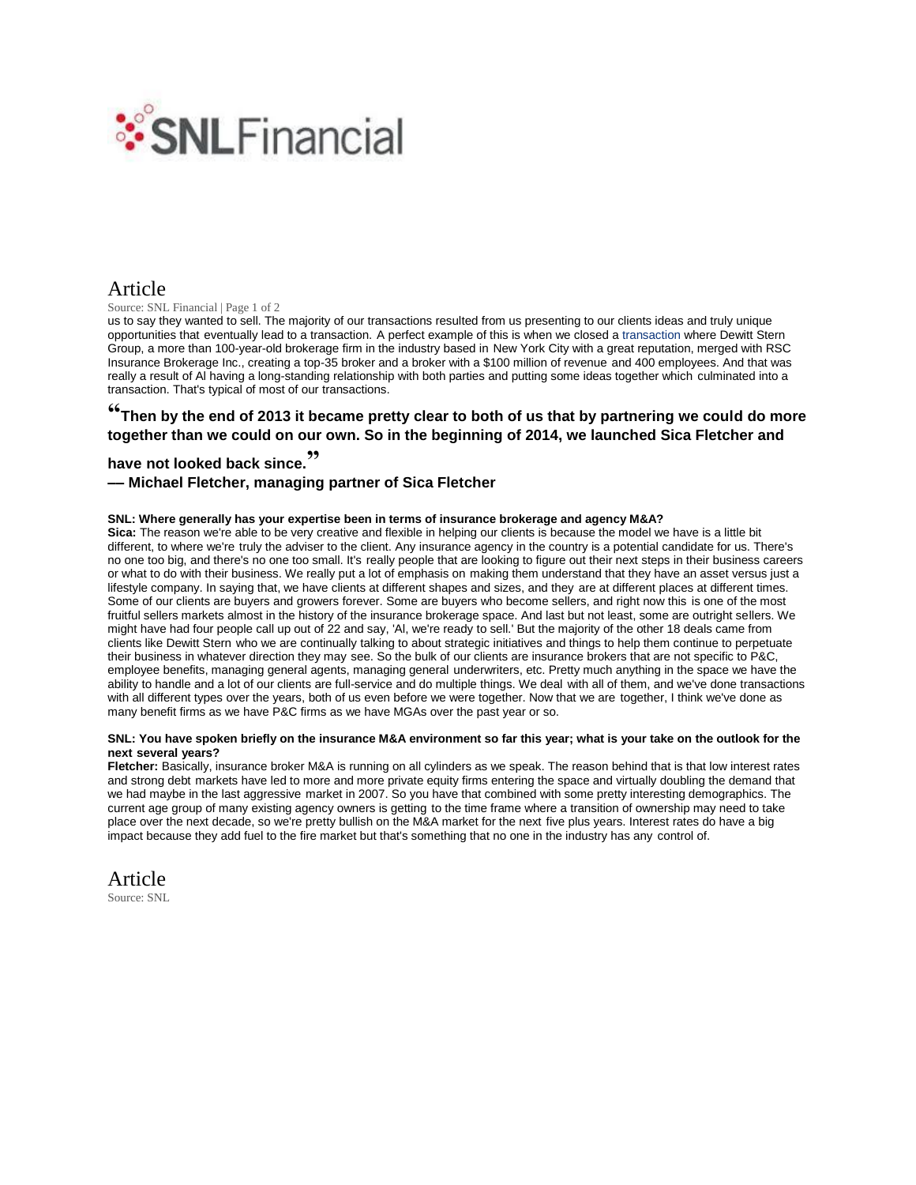# Article

Source: SNL Financial | Page 1 of 2

us to say they wanted to sell. The majority of our transactions resulted from us presenting to our clients ideas and truly unique opportunities that eventually lead to a transaction. A perfect example of this is when we closed a transaction where Dewitt Stern Group, a more than 100-year-old brokerage firm in the industry based in New York City with a great reputation, merged with RSC Insurance Brokerage Inc., creating a top-35 broker and a broker with a $100 million of revenue and 400 employees. And that was really a result of Al having a long-standing relationship with both parties and putting some ideas together which culminated into a transaction. That's typical of most of our transactions.

**"Then by the end of 2013 it became pretty clear to both of us that by partnering we could do more together than we could on our own. So in the beginning of 2014, we launched Sica Fletcher and have not looked back since."**

**— Michael Fletcher, managing partner of Sica Fletcher**

**SNL: Where generally has your expertise been in terms of insurance brokerage and agency M&A?**

**Sica:** The reason we're able to be very creative and flexible in helping our clients is because the model we have is a little bit different, to where we're truly the adviser to the client. Any insurance agency in the country is a potential candidate for us. There's no one too big, and there's no one too small. It's really people that are looking to figure out their next steps in their business careers or what to do with their business. We really put a lot of emphasis on making them understand that they have an asset versus just a lifestyle company. In saying that, we have clients at different shapes and sizes, and they are at different places at different times. Some of our clients are buyers and growers forever. Some are buyers who become sellers, and right now this is one of the most fruitful sellers markets almost in the history of the insurance brokerage space. And last but not least, some are outright sellers. We might have had four people call up out of 22 and say, 'Al, we're ready to sell.' But the majority of the other 18 deals came from clients like Dewitt Stern who we are continually talking to about strategic initiatives and things to help them continue to perpetuate their business in whatever direction they may see. So the bulk of our clients are insurance brokers that are not specific to P&C, employee benefits, managing general agents, managing general underwriters, etc. Pretty much anything in the space we have the ability to handle and a lot of our clients are full-service and do multiple things. We deal with all of them, and we've done transactions with all different types over the years, both of us even before we were together. Now that we are together, I think we've done as many benefit firms as we have P&C firms as we have MGAs over the past year or so.

**SNL: You have spoken briefly on the insurance M&A environment so far this year; what is your take on the outlook for the next several years?**

**Fletcher:** Basically, insurance broker M&A is running on all cylinders as we speak. The reason behind that is that low interest rates and strong debt markets have led to more and more private equity firms entering the space and virtually doubling the demand that we had maybe in the last aggressive market in 2007. So you have that combined with some pretty interesting demographics. The current age group of many existing agency owners is getting to the time frame where a transition of ownership may need to take place over the next decade, so we're pretty bullish on the M&A market for the next five plus years. Interest rates do have a big impact because they add fuel to the fire market but that's something that no one in the industry has any control of.

# Article

Source: SNL